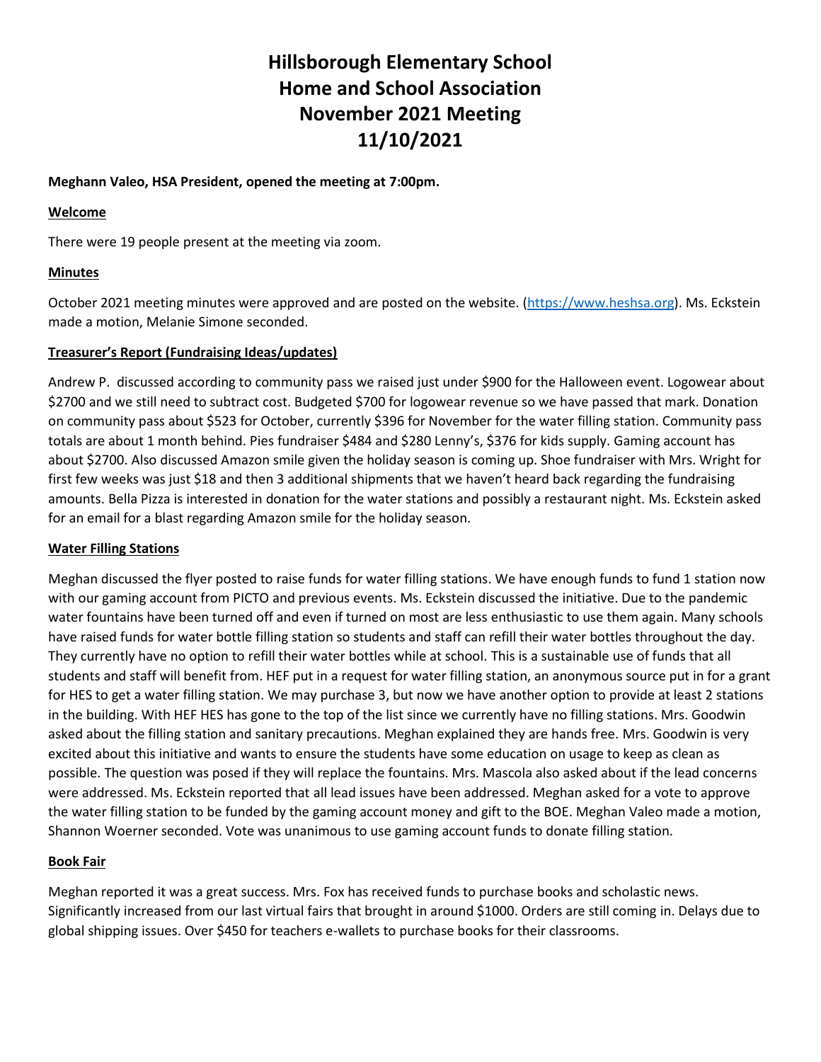# Hillsborough Elementary School Home and School Association November 2021 Meeting 11/10/2021

**Meghann Valeo, HSA President, opened the meeting at 7:00pm.**

**Welcome**

There were 19 people present at the meeting via zoom.

**Minutes**

October 2021 meeting minutes were approved and are posted on the website. (https://www.heshsa.org). Ms. Eckstein made a motion, Melanie Simone seconded.

**Treasurer's Report (Fundraising Ideas/updates)**

Andrew P. discussed according to community pass we raised just under $900 for the Halloween event. Logowear about $2700 and we still need to subtract cost. Budgeted $700 for logowear revenue so we have passed that mark. Donation on community pass about $523 for October, currently $396 for November for the water filling station. Community pass totals are about 1 month behind. Pies fundraiser $484 and $280 Lenny's, $376 for kids supply. Gaming account has about $2700. Also discussed Amazon smile given the holiday season is coming up. Shoe fundraiser with Mrs. Wright for first few weeks was just $18 and then 3 additional shipments that we haven't heard back regarding the fundraising amounts. Bella Pizza is interested in donation for the water stations and possibly a restaurant night. Ms. Eckstein asked for an email for a blast regarding Amazon smile for the holiday season.

**Water Filling Stations**

Meghan discussed the flyer posted to raise funds for water filling stations. We have enough funds to fund 1 station now with our gaming account from PICTO and previous events. Ms. Eckstein discussed the initiative. Due to the pandemic water fountains have been turned off and even if turned on most are less enthusiastic to use them again. Many schools have raised funds for water bottle filling station so students and staff can refill their water bottles throughout the day. They currently have no option to refill their water bottles while at school. This is a sustainable use of funds that all students and staff will benefit from. HEF put in a request for water filling station, an anonymous source put in for a grant for HES to get a water filling station. We may purchase 3, but now we have another option to provide at least 2 stations in the building. With HEF HES has gone to the top of the list since we currently have no filling stations. Mrs. Goodwin asked about the filling station and sanitary precautions. Meghan explained they are hands free. Mrs. Goodwin is very excited about this initiative and wants to ensure the students have some education on usage to keep as clean as possible. The question was posed if they will replace the fountains. Mrs. Mascola also asked about if the lead concerns were addressed. Ms. Eckstein reported that all lead issues have been addressed. Meghan asked for a vote to approve the water filling station to be funded by the gaming account money and gift to the BOE. Meghan Valeo made a motion, Shannon Woerner seconded. Vote was unanimous to use gaming account funds to donate filling station.

**Book Fair**

Meghan reported it was a great success. Mrs. Fox has received funds to purchase books and scholastic news. Significantly increased from our last virtual fairs that brought in around $1000. Orders are still coming in. Delays due to global shipping issues. Over $450 for teachers e-wallets to purchase books for their classrooms.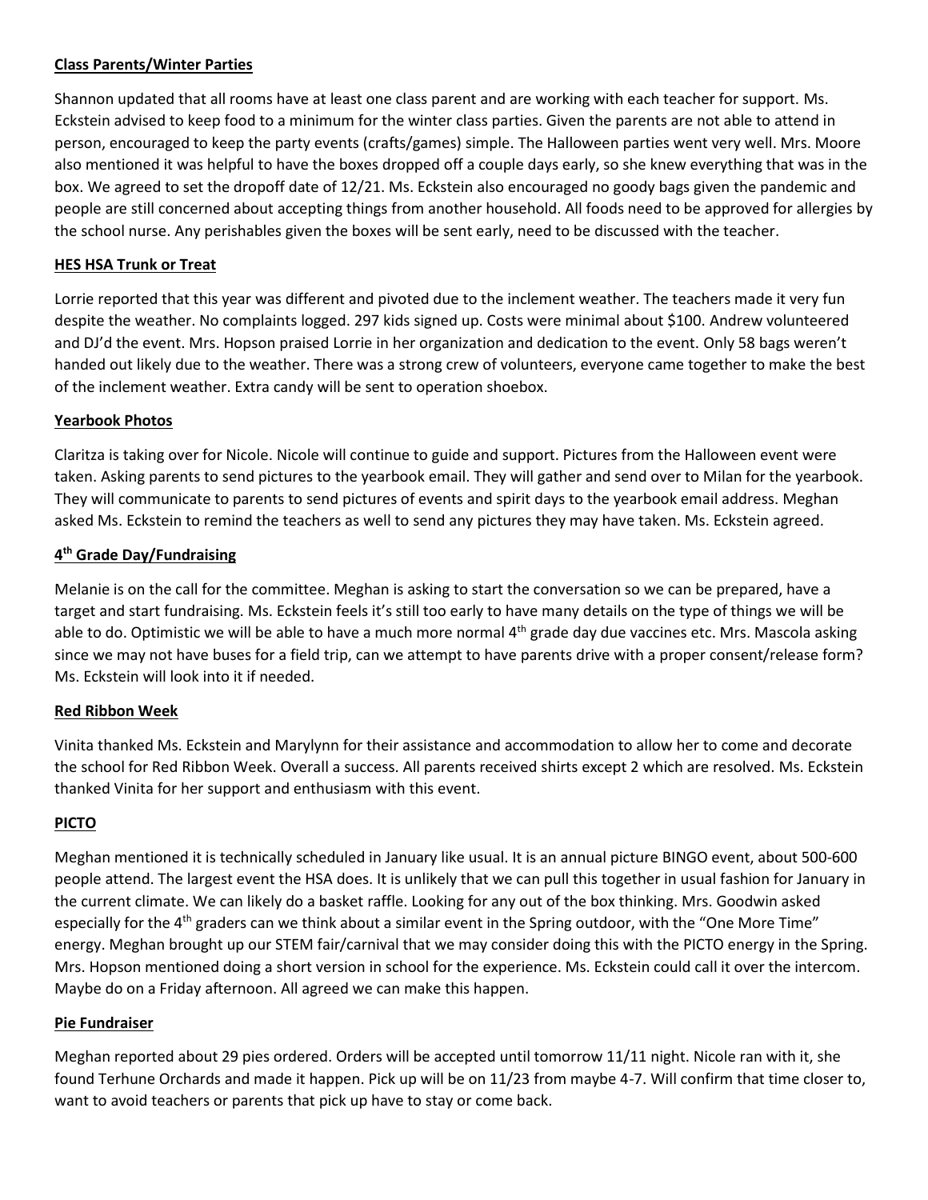**Class Parents/Winter Parties**

Shannon updated that all rooms have at least one class parent and are working with each teacher for support. Ms. Eckstein advised to keep food to a minimum for the winter class parties. Given the parents are not able to attend in person, encouraged to keep the party events (crafts/games) simple. The Halloween parties went very well. Mrs. Moore also mentioned it was helpful to have the boxes dropped off a couple days early, so she knew everything that was in the box. We agreed to set the dropoff date of 12/21. Ms. Eckstein also encouraged no goody bags given the pandemic and people are still concerned about accepting things from another household. All foods need to be approved for allergies by the school nurse. Any perishables given the boxes will be sent early, need to be discussed with the teacher.

**HES HSA Trunk or Treat**

Lorrie reported that this year was different and pivoted due to the inclement weather. The teachers made it very fun despite the weather. No complaints logged. 297 kids signed up. Costs were minimal about $100. Andrew volunteered and DJ'd the event. Mrs. Hopson praised Lorrie in her organization and dedication to the event. Only 58 bags weren't handed out likely due to the weather. There was a strong crew of volunteers, everyone came together to make the best of the inclement weather. Extra candy will be sent to operation shoebox.

**Yearbook Photos**

Claritza is taking over for Nicole. Nicole will continue to guide and support. Pictures from the Halloween event were taken. Asking parents to send pictures to the yearbook email. They will gather and send over to Milan for the yearbook. They will communicate to parents to send pictures of events and spirit days to the yearbook email address. Meghan asked Ms. Eckstein to remind the teachers as well to send any pictures they may have taken. Ms. Eckstein agreed.

**4th Grade Day/Fundraising**

Melanie is on the call for the committee. Meghan is asking to start the conversation so we can be prepared, have a target and start fundraising. Ms. Eckstein feels it's still too early to have many details on the type of things we will be able to do. Optimistic we will be able to have a much more normal 4th grade day due vaccines etc. Mrs. Mascola asking since we may not have buses for a field trip, can we attempt to have parents drive with a proper consent/release form? Ms. Eckstein will look into it if needed.

**Red Ribbon Week**

Vinita thanked Ms. Eckstein and Marylynn for their assistance and accommodation to allow her to come and decorate the school for Red Ribbon Week. Overall a success. All parents received shirts except 2 which are resolved. Ms. Eckstein thanked Vinita for her support and enthusiasm with this event.

**PICTO**

Meghan mentioned it is technically scheduled in January like usual. It is an annual picture BINGO event, about 500-600 people attend. The largest event the HSA does. It is unlikely that we can pull this together in usual fashion for January in the current climate. We can likely do a basket raffle. Looking for any out of the box thinking. Mrs. Goodwin asked especially for the 4th graders can we think about a similar event in the Spring outdoor, with the "One More Time" energy. Meghan brought up our STEM fair/carnival that we may consider doing this with the PICTO energy in the Spring. Mrs. Hopson mentioned doing a short version in school for the experience. Ms. Eckstein could call it over the intercom. Maybe do on a Friday afternoon. All agreed we can make this happen.

**Pie Fundraiser**

Meghan reported about 29 pies ordered. Orders will be accepted until tomorrow 11/11 night. Nicole ran with it, she found Terhune Orchards and made it happen. Pick up will be on 11/23 from maybe 4-7. Will confirm that time closer to, want to avoid teachers or parents that pick up have to stay or come back.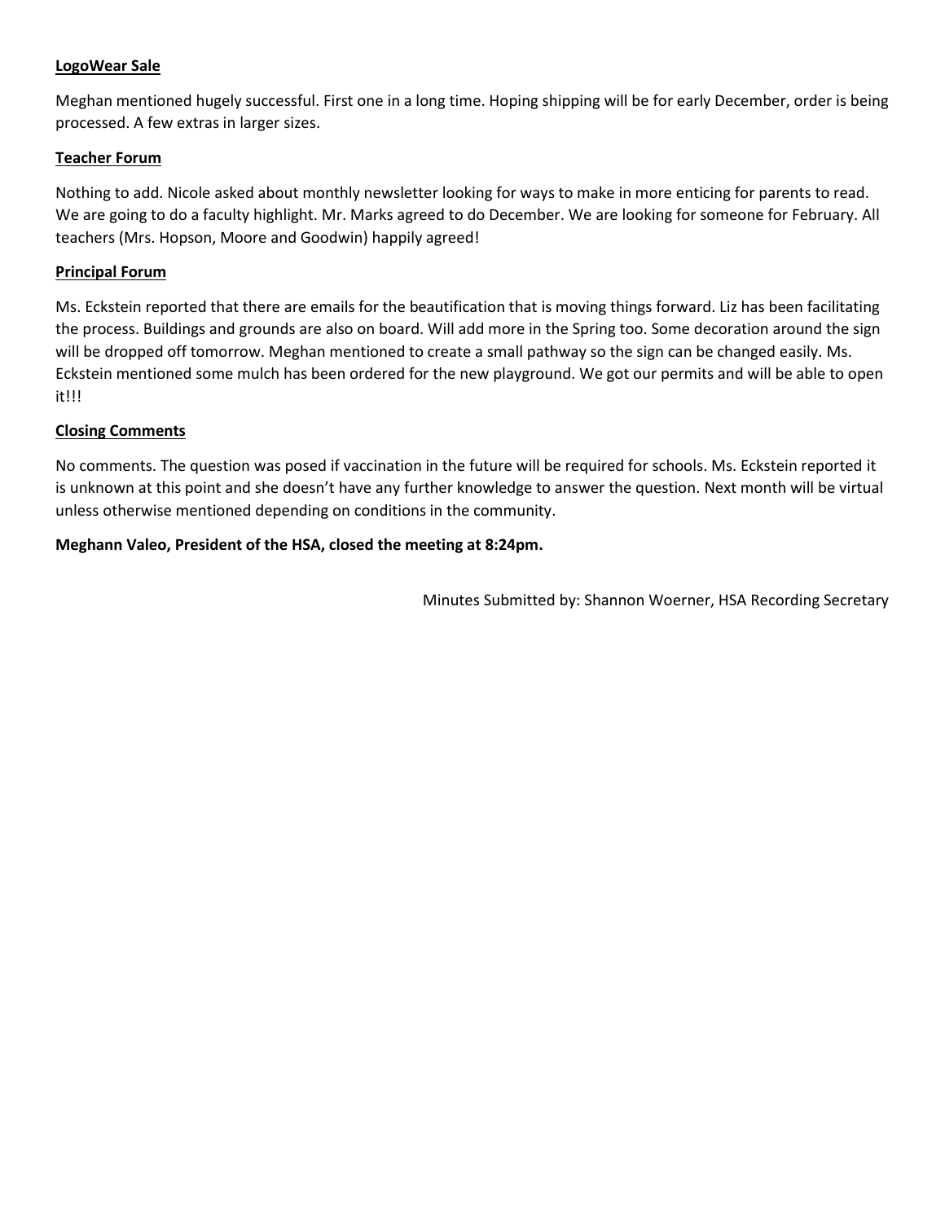**LogoWear Sale**

Meghan mentioned hugely successful. First one in a long time. Hoping shipping will be for early December, order is being processed. A few extras in larger sizes.

**Teacher Forum**

Nothing to add. Nicole asked about monthly newsletter looking for ways to make in more enticing for parents to read. We are going to do a faculty highlight. Mr. Marks agreed to do December. We are looking for someone for February. All teachers (Mrs. Hopson, Moore and Goodwin) happily agreed!

**Principal Forum**

Ms. Eckstein reported that there are emails for the beautification that is moving things forward. Liz has been facilitating the process. Buildings and grounds are also on board. Will add more in the Spring too. Some decoration around the sign will be dropped off tomorrow. Meghan mentioned to create a small pathway so the sign can be changed easily. Ms. Eckstein mentioned some mulch has been ordered for the new playground. We got our permits and will be able to open it!!!

**Closing Comments**

No comments. The question was posed if vaccination in the future will be required for schools. Ms. Eckstein reported it is unknown at this point and she doesn't have any further knowledge to answer the question. Next month will be virtual unless otherwise mentioned depending on conditions in the community.

**Meghann Valeo, President of the HSA, closed the meeting at 8:24pm.**

Minutes Submitted by: Shannon Woerner, HSA Recording Secretary